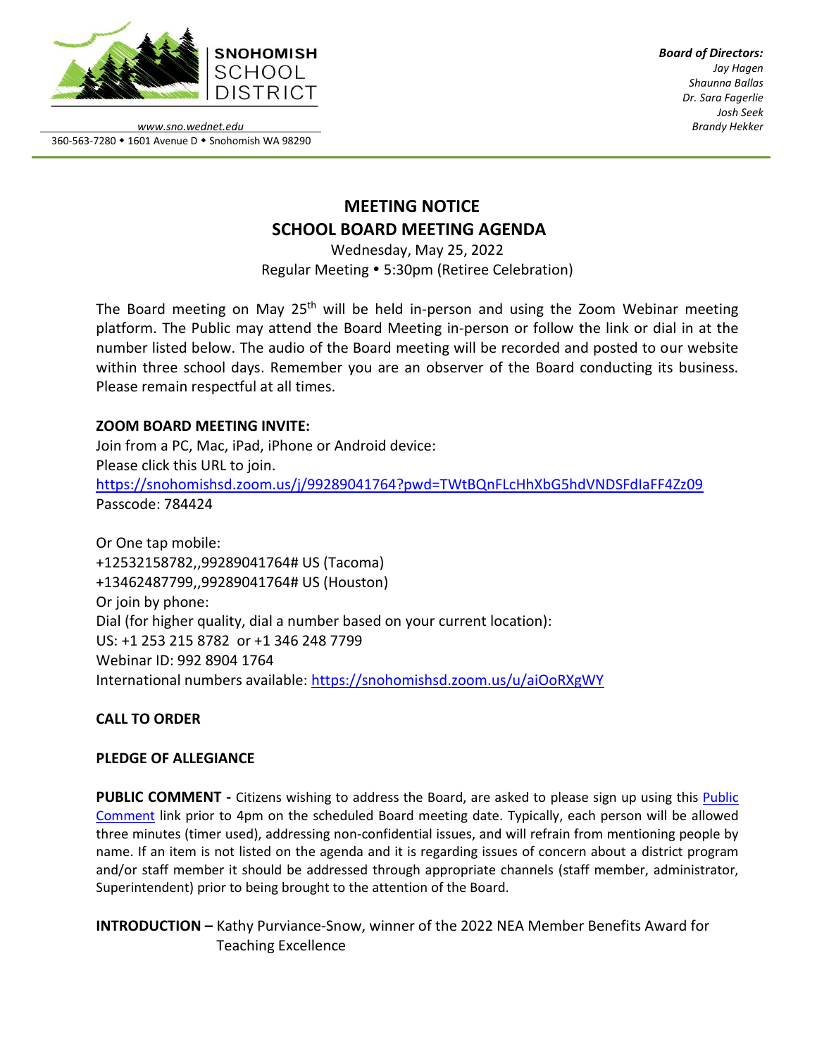**SNOHOMISH SCHOOL DISTRICT**

*www.sno.wednet.edu*
360-563-7280 • 1601 Avenue D • Snohomish WA 98290

***Board of Directors:***
*Jay Hagen*
*Shaunna Ballas*
*Dr. Sara Fagerlie*
*Josh Seek*
*Brandy Hekker*

# MEETING NOTICE
# SCHOOL BOARD MEETING AGENDA

Wednesday, May 25, 2022
Regular Meeting • 5:30pm (Retiree Celebration)

The Board meeting on May 25th will be held in-person and using the Zoom Webinar meeting platform. The Public may attend the Board Meeting in-person or follow the link or dial in at the number listed below. The audio of the Board meeting will be recorded and posted to our website within three school days. Remember you are an observer of the Board conducting its business. Please remain respectful at all times.

**ZOOM BOARD MEETING INVITE:**
Join from a PC, Mac, iPad, iPhone or Android device:
Please click this URL to join.
https://snohomishsd.zoom.us/j/99289041764?pwd=TWtBQnFLcHhXbG5hdVNDSFdIaFF4Zz09
Passcode: 784424

Or One tap mobile:
+12532158782,,99289041764# US (Tacoma)
+13462487799,,99289041764# US (Houston)
Or join by phone:
Dial (for higher quality, dial a number based on your current location):
US: +1 253 215 8782 or +1 346 248 7799
Webinar ID: 992 8904 1764
International numbers available: https://snohomishsd.zoom.us/u/aiOoRXgWY

**CALL TO ORDER**

**PLEDGE OF ALLEGIANCE**

**PUBLIC COMMENT -** Citizens wishing to address the Board, are asked to please sign up using this Public Comment link prior to 4pm on the scheduled Board meeting date. Typically, each person will be allowed three minutes (timer used), addressing non-confidential issues, and will refrain from mentioning people by name. If an item is not listed on the agenda and it is regarding issues of concern about a district program and/or staff member it should be addressed through appropriate channels (staff member, administrator, Superintendent) prior to being brought to the attention of the Board.

**INTRODUCTION –** Kathy Purviance-Snow, winner of the 2022 NEA Member Benefits Award for Teaching Excellence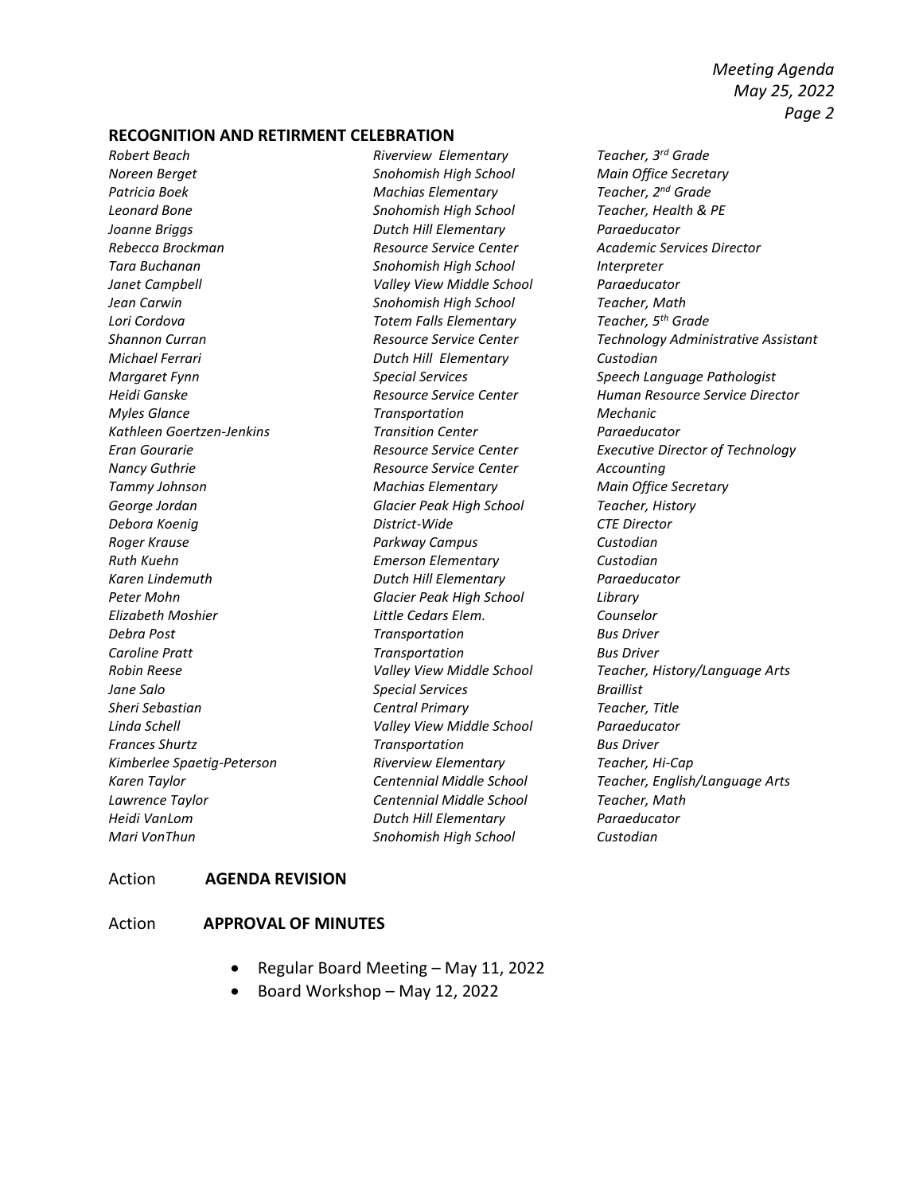## RECOGNITION AND RETIRMENT CELEBRATION

| | | |
|---|---|---|
| *Robert Beach* | *Riverview Elementary* | *Teacher, 3rd Grade* |
| *Noreen Berget* | *Snohomish High School* | *Main Office Secretary* |
| *Patricia Boek* | *Machias Elementary* | *Teacher, 2nd Grade* |
| *Leonard Bone* | *Snohomish High School* | *Teacher, Health & PE* |
| *Joanne Briggs* | *Dutch Hill Elementary* | *Paraeducator* |
| *Rebecca Brockman* | *Resource Service Center* | *Academic Services Director* |
| *Tara Buchanan* | *Snohomish High School* | *Interpreter* |
| *Janet Campbell* | *Valley View Middle School* | *Paraeducator* |
| *Jean Carwin* | *Snohomish High School* | *Teacher, Math* |
| *Lori Cordova* | *Totem Falls Elementary* | *Teacher, 5th Grade* |
| *Shannon Curran* | *Resource Service Center* | *Technology Administrative Assistant* |
| *Michael Ferrari* | *Dutch Hill Elementary* | *Custodian* |
| *Margaret Fynn* | *Special Services* | *Speech Language Pathologist* |
| *Heidi Ganske* | *Resource Service Center* | *Human Resource Service Director* |
| *Myles Glance* | *Transportation* | *Mechanic* |
| *Kathleen Goertzen-Jenkins* | *Transition Center* | *Paraeducator* |
| *Eran Gourarie* | *Resource Service Center* | *Executive Director of Technology* |
| *Nancy Guthrie* | *Resource Service Center* | *Accounting* |
| *Tammy Johnson* | *Machias Elementary* | *Main Office Secretary* |
| *George Jordan* | *Glacier Peak High School* | *Teacher, History* |
| *Debora Koenig* | *District-Wide* | *CTE Director* |
| *Roger Krause* | *Parkway Campus* | *Custodian* |
| *Ruth Kuehn* | *Emerson Elementary* | *Custodian* |
| *Karen Lindemuth* | *Dutch Hill Elementary* | *Paraeducator* |
| *Peter Mohn* | *Glacier Peak High School* | *Library* |
| *Elizabeth Moshier* | *Little Cedars Elem.* | *Counselor* |
| *Debra Post* | *Transportation* | *Bus Driver* |
| *Caroline Pratt* | *Transportation* | *Bus Driver* |
| *Robin Reese* | *Valley View Middle School* | *Teacher, History/Language Arts* |
| *Jane Salo* | *Special Services* | *Braillist* |
| *Sheri Sebastian* | *Central Primary* | *Teacher, Title* |
| *Linda Schell* | *Valley View Middle School* | *Paraeducator* |
| *Frances Shurtz* | *Transportation* | *Bus Driver* |
| *Kimberlee Spaetig-Peterson* | *Riverview Elementary* | *Teacher, Hi-Cap* |
| *Karen Taylor* | *Centennial Middle School* | *Teacher, English/Language Arts* |
| *Lawrence Taylor* | *Centennial Middle School* | *Teacher, Math* |
| *Heidi VanLom* | *Dutch Hill Elementary* | *Paraeducator* |
| *Mari VonThun* | *Snohomish High School* | *Custodian* |

Action **AGENDA REVISION**

Action **APPROVAL OF MINUTES**

- Regular Board Meeting – May 11, 2022
- Board Workshop – May 12, 2022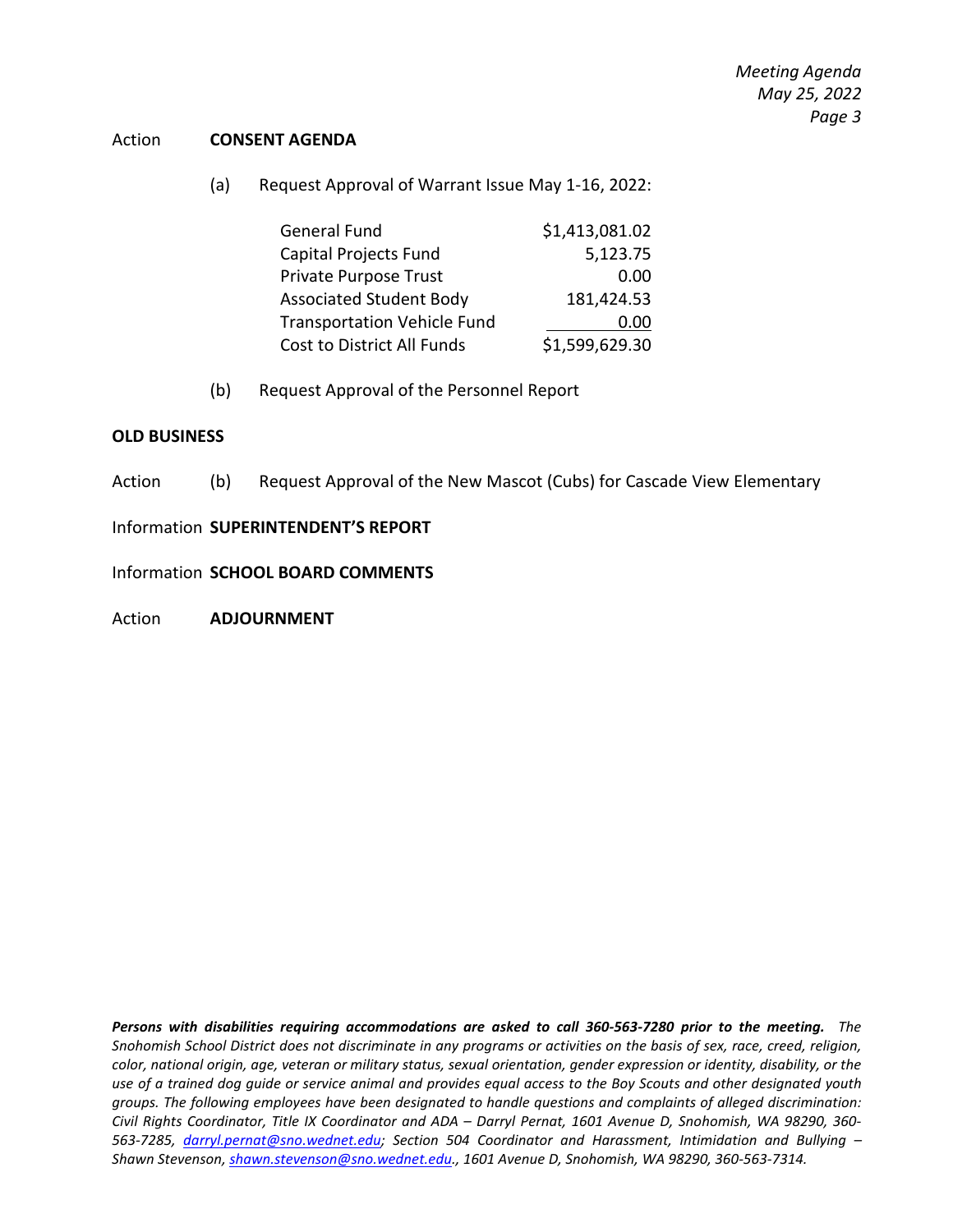Action **CONSENT AGENDA**

(a) Request Approval of Warrant Issue May 1-16, 2022:

| | |
|---|---|
| General Fund | $1,413,081.02 |
| Capital Projects Fund | 5,123.75 |
| Private Purpose Trust | 0.00 |
| Associated Student Body | 181,424.53 |
| Transportation Vehicle Fund | 0.00 |
| Cost to District All Funds | $1,599,629.30 |

(b) Request Approval of the Personnel Report

**OLD BUSINESS**

Action (b) Request Approval of the New Mascot (Cubs) for Cascade View Elementary

Information **SUPERINTENDENT'S REPORT**

Information **SCHOOL BOARD COMMENTS**

Action **ADJOURNMENT**

***Persons with disabilities requiring accommodations are asked to call 360-563-7280 prior to the meeting.*** *The Snohomish School District does not discriminate in any programs or activities on the basis of sex, race, creed, religion, color, national origin, age, veteran or military status, sexual orientation, gender expression or identity, disability, or the use of a trained dog guide or service animal and provides equal access to the Boy Scouts and other designated youth groups. The following employees have been designated to handle questions and complaints of alleged discrimination: Civil Rights Coordinator, Title IX Coordinator and ADA – Darryl Pernat, 1601 Avenue D, Snohomish, WA 98290, 360-563-7285, darryl.pernat@sno.wednet.edu; Section 504 Coordinator and Harassment, Intimidation and Bullying – Shawn Stevenson, shawn.stevenson@sno.wednet.edu., 1601 Avenue D, Snohomish, WA 98290, 360-563-7314.*